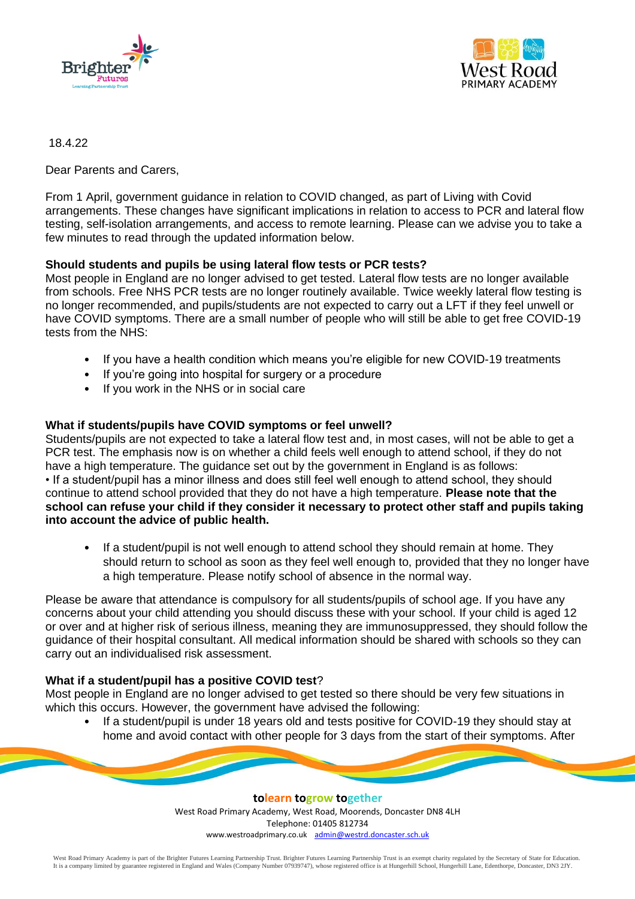18.4.22

Dear Parents and Carers,

From 1 April, government guidance in relation to COVID changed, as part of Living with Covid arrangements. These changes have significant implications in relation to access to PCR and lateral flow testing, self-isolation arrangements, and access to remote learning. Please can we advise you to take a few minutes to read through the updated information below.

**Should students and pupils be using lateral flow tests or PCR tests?**

Most people in England are no longer advised to get tested. Lateral flow tests are no longer available from schools. Free NHS PCR tests are no longer routinely available. Twice weekly lateral flow testing is no longer recommended, and pupils/students are not expected to carry out a LFT if they feel unwell or have COVID symptoms. There are a small number of people who will still be able to get free COVID-19 tests from the NHS:

- If you have a health condition which means you're eligible for new COVID-19 treatments
- If you're going into hospital for surgery or a procedure
- If you work in the NHS or in social care

**What if students/pupils have COVID symptoms or feel unwell?**

Students/pupils are not expected to take a lateral flow test and, in most cases, will not be able to get a PCR test. The emphasis now is on whether a child feels well enough to attend school, if they do not have a high temperature. The guidance set out by the government in England is as follows:

• If a student/pupil has a minor illness and does still feel well enough to attend school, they should continue to attend school provided that they do not have a high temperature. **Please note that the school can refuse your child if they consider it necessary to protect other staff and pupils taking into account the advice of public health.**

- If a student/pupil is not well enough to attend school they should remain at home. They should return to school as soon as they feel well enough to, provided that they no longer have a high temperature. Please notify school of absence in the normal way.

Please be aware that attendance is compulsory for all students/pupils of school age. If you have any concerns about your child attending you should discuss these with your school. If your child is aged 12 or over and at higher risk of serious illness, meaning they are immunosuppressed, they should follow the guidance of their hospital consultant. All medical information should be shared with schools so they can carry out an individualised risk assessment.

**What if a student/pupil has a positive COVID test**?

Most people in England are no longer advised to get tested so there should be very few situations in which this occurs. However, the government have advised the following:

- If a student/pupil is under 18 years old and tests positive for COVID-19 they should stay at home and avoid contact with other people for 3 days from the start of their symptoms. After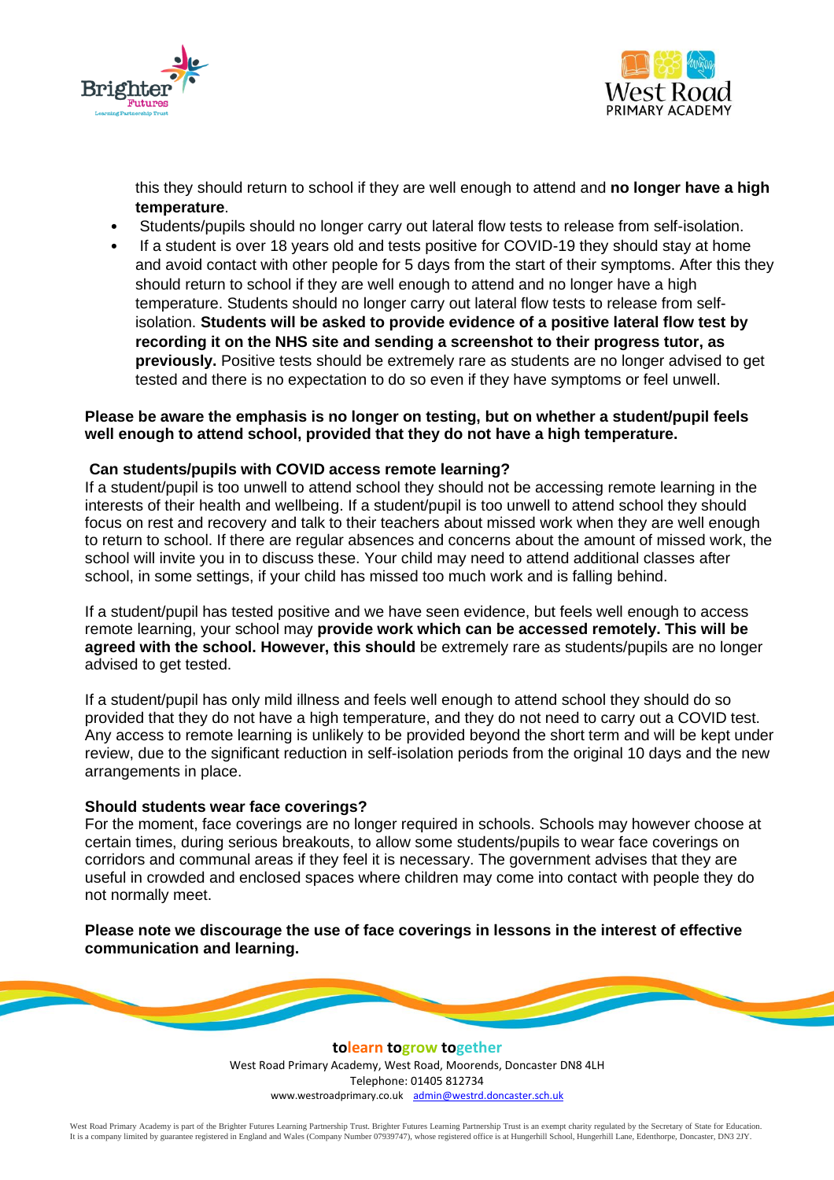this they should return to school if they are well enough to attend and **no longer have a high temperature**.

- Students/pupils should no longer carry out lateral flow tests to release from self-isolation.
- If a student is over 18 years old and tests positive for COVID-19 they should stay at home and avoid contact with other people for 5 days from the start of their symptoms. After this they should return to school if they are well enough to attend and no longer have a high temperature. Students should no longer carry out lateral flow tests to release from self-isolation. **Students will be asked to provide evidence of a positive lateral flow test by recording it on the NHS site and sending a screenshot to their progress tutor, as previously.** Positive tests should be extremely rare as students are no longer advised to get tested and there is no expectation to do so even if they have symptoms or feel unwell.

**Please be aware the emphasis is no longer on testing, but on whether a student/pupil feels well enough to attend school, provided that they do not have a high temperature.**

**Can students/pupils with COVID access remote learning?**

If a student/pupil is too unwell to attend school they should not be accessing remote learning in the interests of their health and wellbeing. If a student/pupil is too unwell to attend school they should focus on rest and recovery and talk to their teachers about missed work when they are well enough to return to school. If there are regular absences and concerns about the amount of missed work, the school will invite you in to discuss these. Your child may need to attend additional classes after school, in some settings, if your child has missed too much work and is falling behind.

If a student/pupil has tested positive and we have seen evidence, but feels well enough to access remote learning, your school may **provide work which can be accessed remotely. This will be agreed with the school. However, this should** be extremely rare as students/pupils are no longer advised to get tested.

If a student/pupil has only mild illness and feels well enough to attend school they should do so provided that they do not have a high temperature, and they do not need to carry out a COVID test. Any access to remote learning is unlikely to be provided beyond the short term and will be kept under review, due to the significant reduction in self-isolation periods from the original 10 days and the new arrangements in place.

**Should students wear face coverings?**

For the moment, face coverings are no longer required in schools. Schools may however choose at certain times, during serious breakouts, to allow some students/pupils to wear face coverings on corridors and communal areas if they feel it is necessary. The government advises that they are useful in crowded and enclosed spaces where children may come into contact with people they do not normally meet.

**Please note we discourage the use of face coverings in lessons in the interest of effective communication and learning.**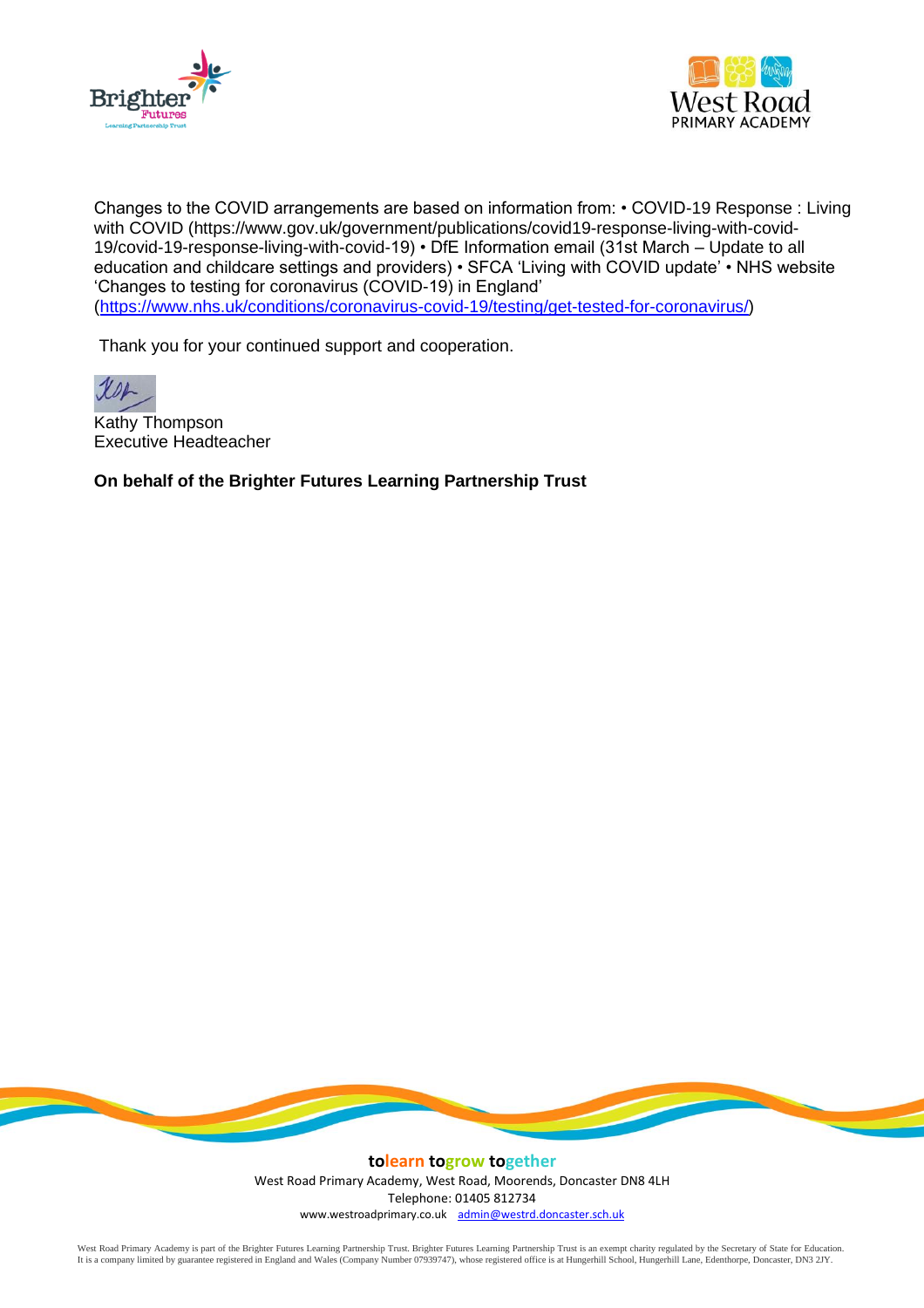Changes to the COVID arrangements are based on information from: • COVID-19 Response : Living with COVID (https://www.gov.uk/government/publications/covid19-response-living-with-covid-19/covid-19-response-living-with-covid-19) • DfE Information email (31st March – Update to all education and childcare settings and providers) • SFCA 'Living with COVID update' • NHS website 'Changes to testing for coronavirus (COVID-19) in England' (https://www.nhs.uk/conditions/coronavirus-covid-19/testing/get-tested-for-coronavirus/)

Thank you for your continued support and cooperation.

Kathy Thompson
Executive Headteacher

**On behalf of the Brighter Futures Learning Partnership Trust**

**tolearn togrow together**

West Road Primary Academy, West Road, Moorends, Doncaster DN8 4LH
Telephone: 01405 812734
www.westroadprimary.co.uk admin@westrd.doncaster.sch.uk

West Road Primary Academy is part of the Brighter Futures Learning Partnership Trust. Brighter Futures Learning Partnership Trust is an exempt charity regulated by the Secretary of State for Education. It is a company limited by guarantee registered in England and Wales (Company Number 07939747), whose registered office is at Hungerhill School, Hungerhill Lane, Edenthorpe, Doncaster, DN3 2JY.